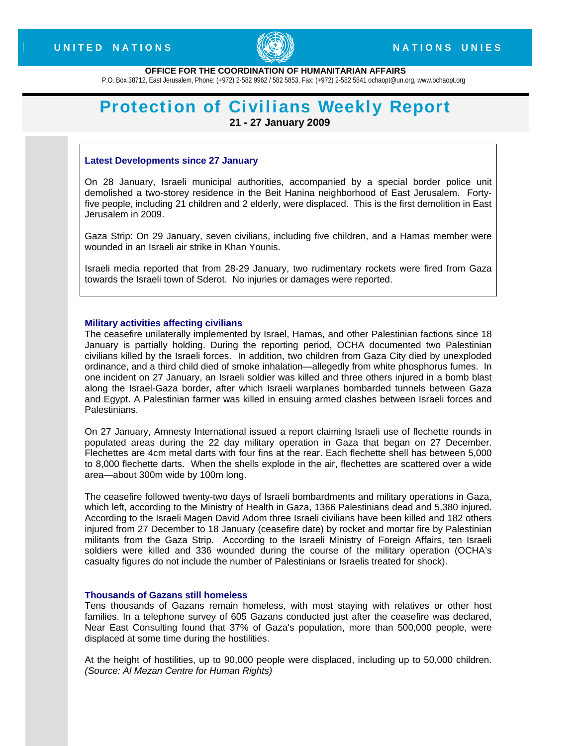UNITED NATIONS — NATIONS UNIES

**OFFICE FOR THE COORDINATION OF HUMANITARIAN AFFAIRS**

P.O. Box 38712, East Jerusalem, Phone: (+972) 2-582 9962 / 582 5853, Fax: (+972) 2-582 5841 ochaopt@un.org, www.ochaopt.org

# Protection of Civilians Weekly Report

**21 - 27 January 2009**

### Latest Developments since 27 January

On 28 January, Israeli municipal authorities, accompanied by a special border police unit demolished a two-storey residence in the Beit Hanina neighborhood of East Jerusalem. Forty-five people, including 21 children and 2 elderly, were displaced. This is the first demolition in East Jerusalem in 2009.

Gaza Strip: On 29 January, seven civilians, including five children, and a Hamas member were wounded in an Israeli air strike in Khan Younis.

Israeli media reported that from 28-29 January, two rudimentary rockets were fired from Gaza towards the Israeli town of Sderot. No injuries or damages were reported.

### Military activities affecting civilians

The ceasefire unilaterally implemented by Israel, Hamas, and other Palestinian factions since 18 January is partially holding. During the reporting period, OCHA documented two Palestinian civilians killed by the Israeli forces. In addition, two children from Gaza City died by unexploded ordinance, and a third child died of smoke inhalation—allegedly from white phosphorus fumes. In one incident on 27 January, an Israeli soldier was killed and three others injured in a bomb blast along the Israel-Gaza border, after which Israeli warplanes bombarded tunnels between Gaza and Egypt. A Palestinian farmer was killed in ensuing armed clashes between Israeli forces and Palestinians.

On 27 January, Amnesty International issued a report claiming Israeli use of flechette rounds in populated areas during the 22 day military operation in Gaza that began on 27 December. Flechettes are 4cm metal darts with four fins at the rear. Each flechette shell has between 5,000 to 8,000 flechette darts. When the shells explode in the air, flechettes are scattered over a wide area—about 300m wide by 100m long.

The ceasefire followed twenty-two days of Israeli bombardments and military operations in Gaza, which left, according to the Ministry of Health in Gaza, 1366 Palestinians dead and 5,380 injured. According to the Israeli Magen David Adom three Israeli civilians have been killed and 182 others injured from 27 December to 18 January (ceasefire date) by rocket and mortar fire by Palestinian militants from the Gaza Strip. According to the Israeli Ministry of Foreign Affairs, ten Israeli soldiers were killed and 336 wounded during the course of the military operation (OCHA's casualty figures do not include the number of Palestinians or Israelis treated for shock).

### Thousands of Gazans still homeless

Tens thousands of Gazans remain homeless, with most staying with relatives or other host families. In a telephone survey of 605 Gazans conducted just after the ceasefire was declared, Near East Consulting found that 37% of Gaza's population, more than 500,000 people, were displaced at some time during the hostilities.

At the height of hostilities, up to 90,000 people were displaced, including up to 50,000 children. *(Source: Al Mezan Centre for Human Rights)*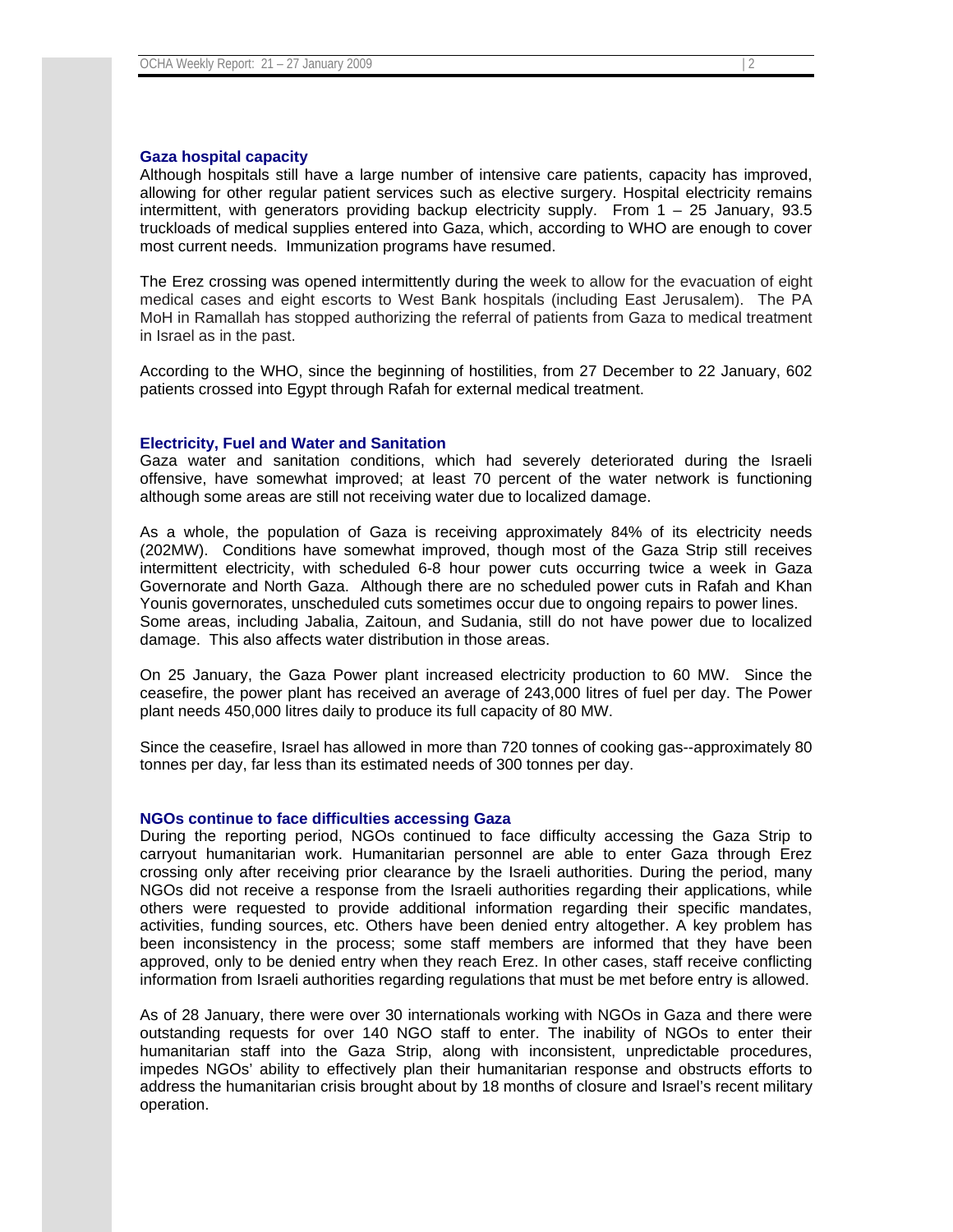### Gaza hospital capacity

Although hospitals still have a large number of intensive care patients, capacity has improved, allowing for other regular patient services such as elective surgery. Hospital electricity remains intermittent, with generators providing backup electricity supply. From 1 – 25 January, 93.5 truckloads of medical supplies entered into Gaza, which, according to WHO are enough to cover most current needs. Immunization programs have resumed.

The Erez crossing was opened intermittently during the week to allow for the evacuation of eight medical cases and eight escorts to West Bank hospitals (including East Jerusalem). The PA MoH in Ramallah has stopped authorizing the referral of patients from Gaza to medical treatment in Israel as in the past.

According to the WHO, since the beginning of hostilities, from 27 December to 22 January, 602 patients crossed into Egypt through Rafah for external medical treatment.

### Electricity, Fuel and Water and Sanitation

Gaza water and sanitation conditions, which had severely deteriorated during the Israeli offensive, have somewhat improved; at least 70 percent of the water network is functioning although some areas are still not receiving water due to localized damage.

As a whole, the population of Gaza is receiving approximately 84% of its electricity needs (202MW). Conditions have somewhat improved, though most of the Gaza Strip still receives intermittent electricity, with scheduled 6-8 hour power cuts occurring twice a week in Gaza Governorate and North Gaza. Although there are no scheduled power cuts in Rafah and Khan Younis governorates, unscheduled cuts sometimes occur due to ongoing repairs to power lines. Some areas, including Jabalia, Zaitoun, and Sudania, still do not have power due to localized damage. This also affects water distribution in those areas.

On 25 January, the Gaza Power plant increased electricity production to 60 MW. Since the ceasefire, the power plant has received an average of 243,000 litres of fuel per day. The Power plant needs 450,000 litres daily to produce its full capacity of 80 MW.

Since the ceasefire, Israel has allowed in more than 720 tonnes of cooking gas--approximately 80 tonnes per day, far less than its estimated needs of 300 tonnes per day.

### NGOs continue to face difficulties accessing Gaza

During the reporting period, NGOs continued to face difficulty accessing the Gaza Strip to carryout humanitarian work. Humanitarian personnel are able to enter Gaza through Erez crossing only after receiving prior clearance by the Israeli authorities. During the period, many NGOs did not receive a response from the Israeli authorities regarding their applications, while others were requested to provide additional information regarding their specific mandates, activities, funding sources, etc. Others have been denied entry altogether. A key problem has been inconsistency in the process; some staff members are informed that they have been approved, only to be denied entry when they reach Erez. In other cases, staff receive conflicting information from Israeli authorities regarding regulations that must be met before entry is allowed.

As of 28 January, there were over 30 internationals working with NGOs in Gaza and there were outstanding requests for over 140 NGO staff to enter. The inability of NGOs to enter their humanitarian staff into the Gaza Strip, along with inconsistent, unpredictable procedures, impedes NGOs' ability to effectively plan their humanitarian response and obstructs efforts to address the humanitarian crisis brought about by 18 months of closure and Israel's recent military operation.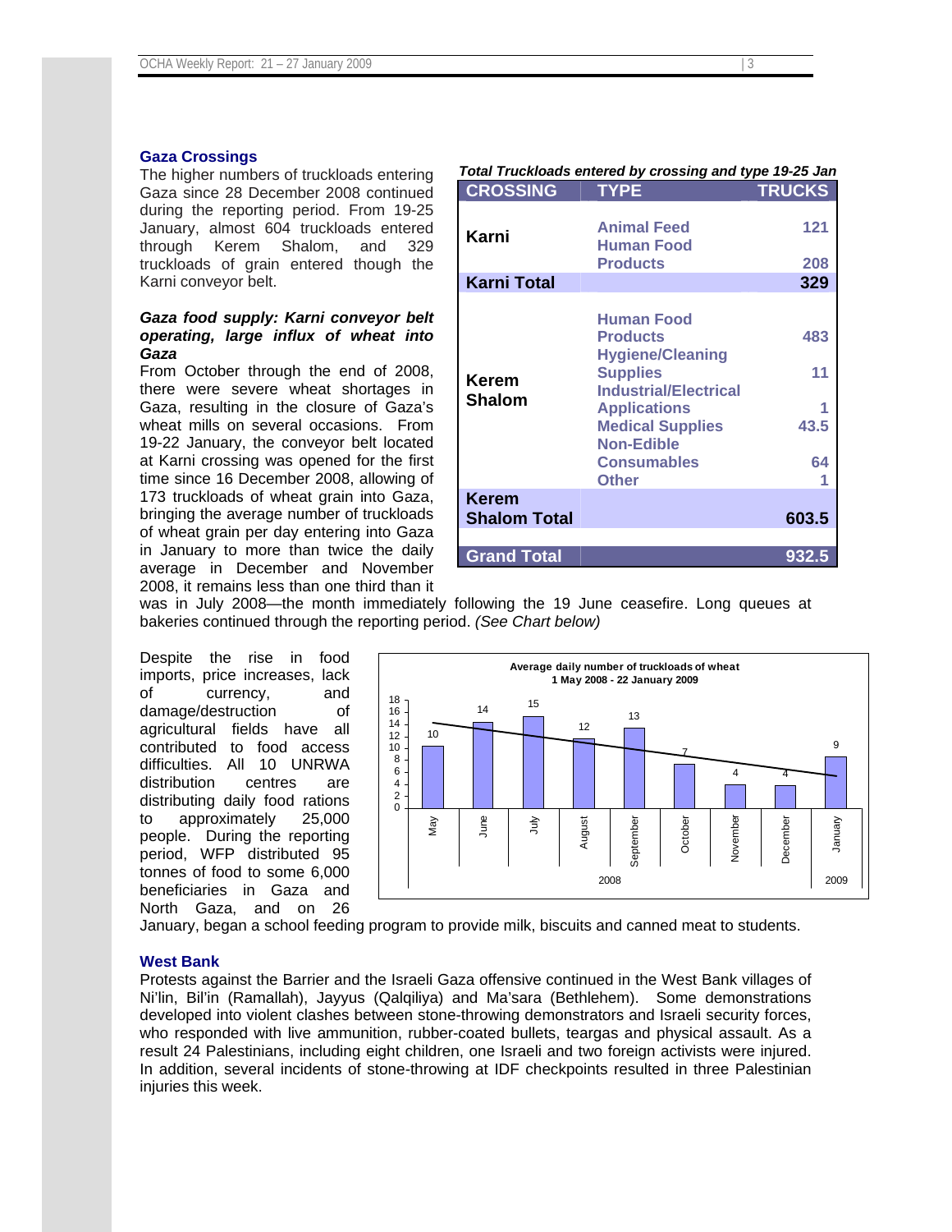## Gaza Crossings

The higher numbers of truckloads entering Gaza since 28 December 2008 continued during the reporting period. From 19-25 January, almost 604 truckloads entered through Kerem Shalom, and 329 truckloads of grain entered though the Karni conveyor belt.

***Total Truckloads entered by crossing and type 19-25 Jan***

| CROSSING | TYPE | TRUCKS |
|---|---|---|
| Karni | Animal Feed | 121 |
| | Human Food Products | 208 |
| **Karni Total** | | **329** |
| Kerem Shalom | Human Food Products | 483 |
| | Hygiene/Cleaning Supplies | 11 |
| | Industrial/Electrical Applications | 1 |
| | Medical Supplies | 43.5 |
| | Non-Edible Consumables | 64 |
| | Other | 1 |
| **Kerem Shalom Total** | | **603.5** |
| **Grand Total** | | **932.5** |

### *Gaza food supply: Karni conveyor belt operating, large influx of wheat into Gaza*

From October through the end of 2008, there were severe wheat shortages in Gaza, resulting in the closure of Gaza's wheat mills on several occasions. From 19-22 January, the conveyor belt located at Karni crossing was opened for the first time since 16 December 2008, allowing of 173 truckloads of wheat grain into Gaza, bringing the average number of truckloads of wheat grain per day entering into Gaza in January to more than twice the daily average in December and November 2008, it remains less than one third than it was in July 2008—the month immediately following the 19 June ceasefire. Long queues at bakeries continued through the reporting period. *(See Chart below)*

**Average daily number of truckloads of wheat 1 May 2008 - 22 January 2009**

| Month | Truckloads |
|---|---|
| May 2008 | 10 |
| June 2008 | 14 |
| July 2008 | 15 |
| August 2008 | 12 |
| September 2008 | 13 |
| October 2008 | 7 |
| November 2008 | 4 |
| December 2008 | 4 |
| January 2009 | 9 |

Despite the rise in food imports, price increases, lack of currency, and damage/destruction of agricultural fields have all contributed to food access difficulties. All 10 UNRWA distribution centres are distributing daily food rations to approximately 25,000 people. During the reporting period, WFP distributed 95 tonnes of food to some 6,000 beneficiaries in Gaza and North Gaza, and on 26 January, began a school feeding program to provide milk, biscuits and canned meat to students.

## West Bank

Protests against the Barrier and the Israeli Gaza offensive continued in the West Bank villages of Ni'lin, Bil'in (Ramallah), Jayyus (Qalqiliya) and Ma'sara (Bethlehem). Some demonstrations developed into violent clashes between stone-throwing demonstrators and Israeli security forces, who responded with live ammunition, rubber-coated bullets, teargas and physical assault. As a result 24 Palestinians, including eight children, one Israeli and two foreign activists were injured. In addition, several incidents of stone-throwing at IDF checkpoints resulted in three Palestinian injuries this week.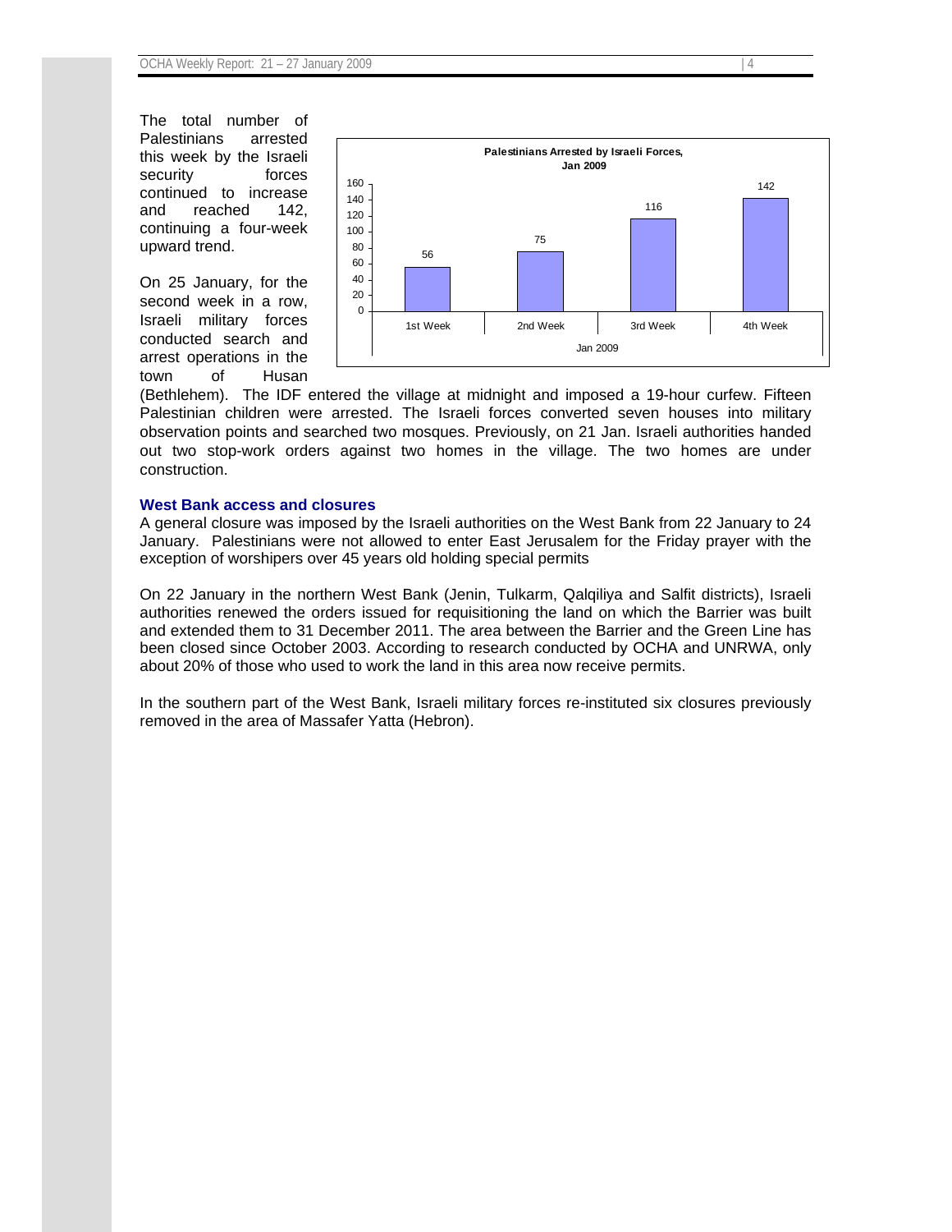The total number of Palestinians arrested this week by the Israeli security forces continued to increase and reached 142, continuing a four-week upward trend.

Palestinians Arrested by Israeli Forces, Jan 2009

160
140
120
100
80
60
40
20
0

56
75
116
142

1st Week
2nd Week
3rd Week
4th Week

Jan 2009

On 25 January, for the second week in a row, Israeli military forces conducted search and arrest operations in the town of Husan (Bethlehem). The IDF entered the village at midnight and imposed a 19-hour curfew. Fifteen Palestinian children were arrested. The Israeli forces converted seven houses into military observation points and searched two mosques. Previously, on 21 Jan. Israeli authorities handed out two stop-work orders against two homes in the village. The two homes are under construction.

### West Bank access and closures

A general closure was imposed by the Israeli authorities on the West Bank from 22 January to 24 January. Palestinians were not allowed to enter East Jerusalem for the Friday prayer with the exception of worshipers over 45 years old holding special permits

On 22 January in the northern West Bank (Jenin, Tulkarm, Qalqiliya and Salfit districts), Israeli authorities renewed the orders issued for requisitioning the land on which the Barrier was built and extended them to 31 December 2011. The area between the Barrier and the Green Line has been closed since October 2003. According to research conducted by OCHA and UNRWA, only about 20% of those who used to work the land in this area now receive permits.

In the southern part of the West Bank, Israeli military forces re-instituted six closures previously removed in the area of Massafer Yatta (Hebron).